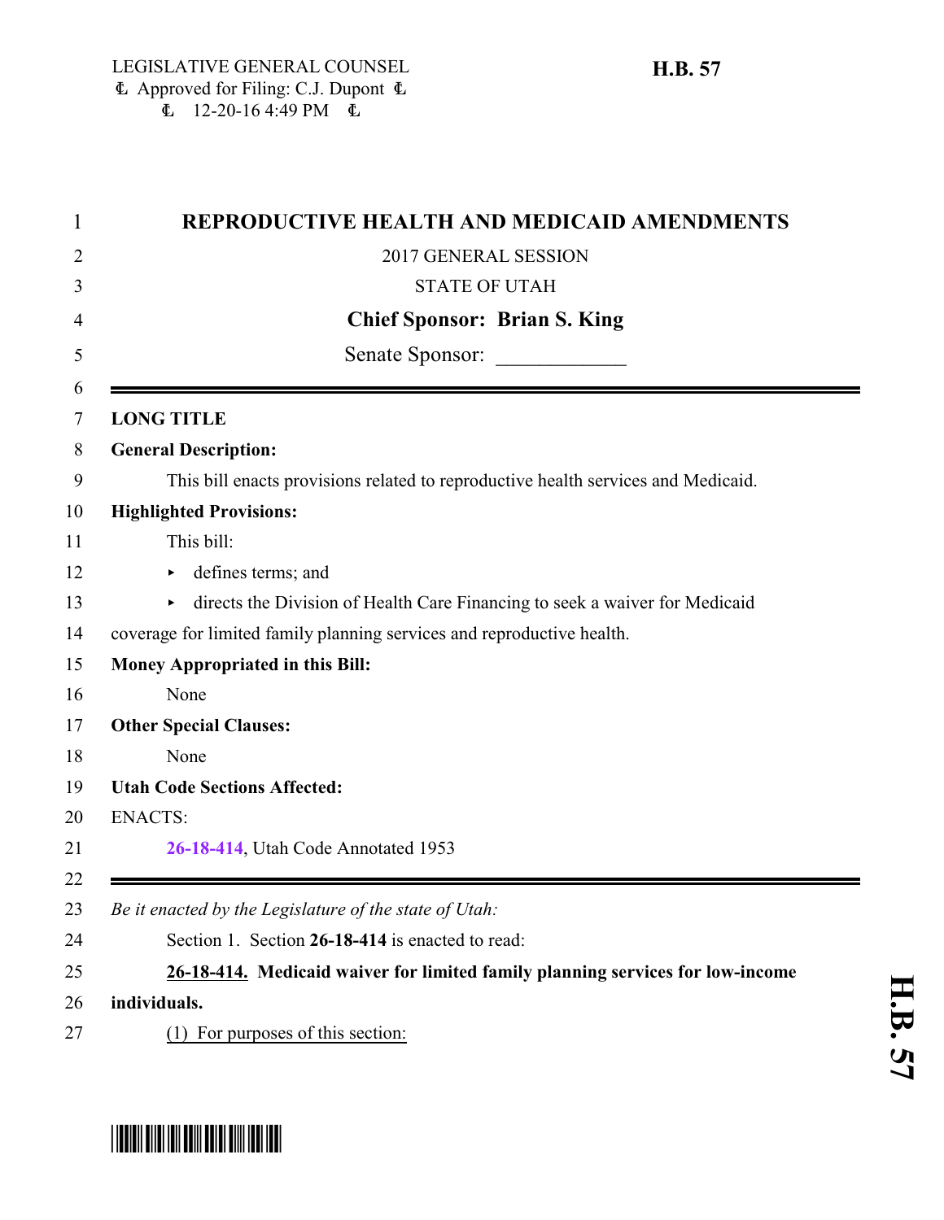LEGISLATIVE GENERAL COUNSEL
Approved for Filing: C.J. Dupont
12-20-16 4:49 PM

**H.B. 57**

# REPRODUCTIVE HEALTH AND MEDICAID AMENDMENTS

2017 GENERAL SESSION

STATE OF UTAH

**Chief Sponsor: Brian S. King**

Senate Sponsor: ____________

---

**LONG TITLE**

**General Description:**

This bill enacts provisions related to reproductive health services and Medicaid.

**Highlighted Provisions:**

This bill:

- defines terms; and
- directs the Division of Health Care Financing to seek a waiver for Medicaid coverage for limited family planning services and reproductive health.

**Money Appropriated in this Bill:**

None

**Other Special Clauses:**

None

**Utah Code Sections Affected:**

ENACTS:

26-18-414, Utah Code Annotated 1953

---

*Be it enacted by the Legislature of the state of Utah:*

Section 1. Section **26-18-414** is enacted to read:

**26-18-414. Medicaid waiver for limited family planning services for low-income individuals.**

(1) For purposes of this section: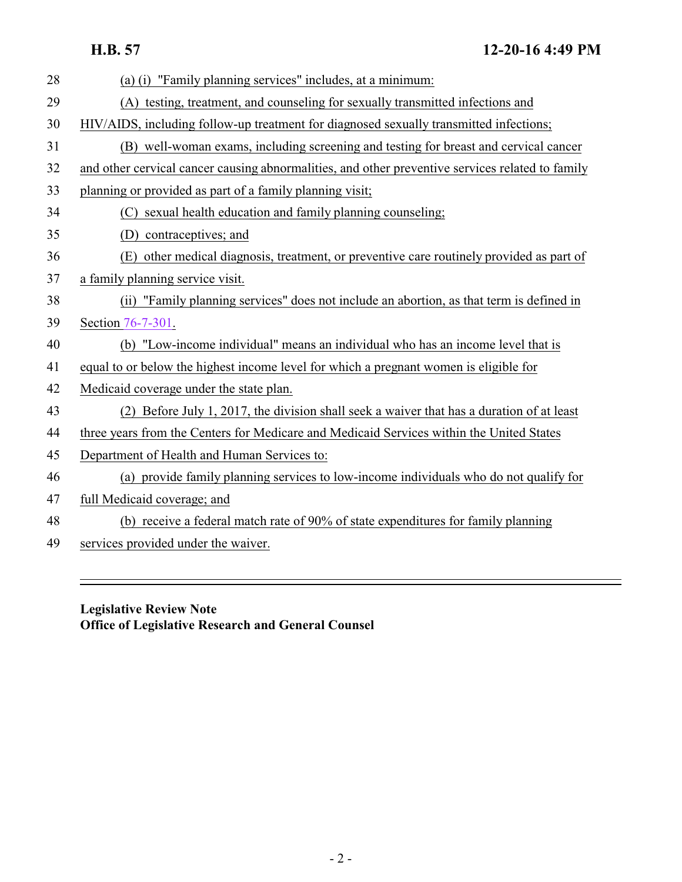(a) (i) "Family planning services" includes, at a minimum:

(A) testing, treatment, and counseling for sexually transmitted infections and HIV/AIDS, including follow-up treatment for diagnosed sexually transmitted infections;

(B) well-woman exams, including screening and testing for breast and cervical cancer and other cervical cancer causing abnormalities, and other preventive services related to family planning or provided as part of a family planning visit;

(C) sexual health education and family planning counseling;

(D) contraceptives; and

(E) other medical diagnosis, treatment, or preventive care routinely provided as part of a family planning service visit.

(ii) "Family planning services" does not include an abortion, as that term is defined in Section 76-7-301.

(b) "Low-income individual" means an individual who has an income level that is equal to or below the highest income level for which a pregnant women is eligible for Medicaid coverage under the state plan.

(2) Before July 1, 2017, the division shall seek a waiver that has a duration of at least three years from the Centers for Medicare and Medicaid Services within the United States Department of Health and Human Services to:

(a) provide family planning services to low-income individuals who do not qualify for full Medicaid coverage; and

(b) receive a federal match rate of 90% of state expenditures for family planning services provided under the waiver.

---

**Legislative Review Note**
**Office of Legislative Research and General Counsel**